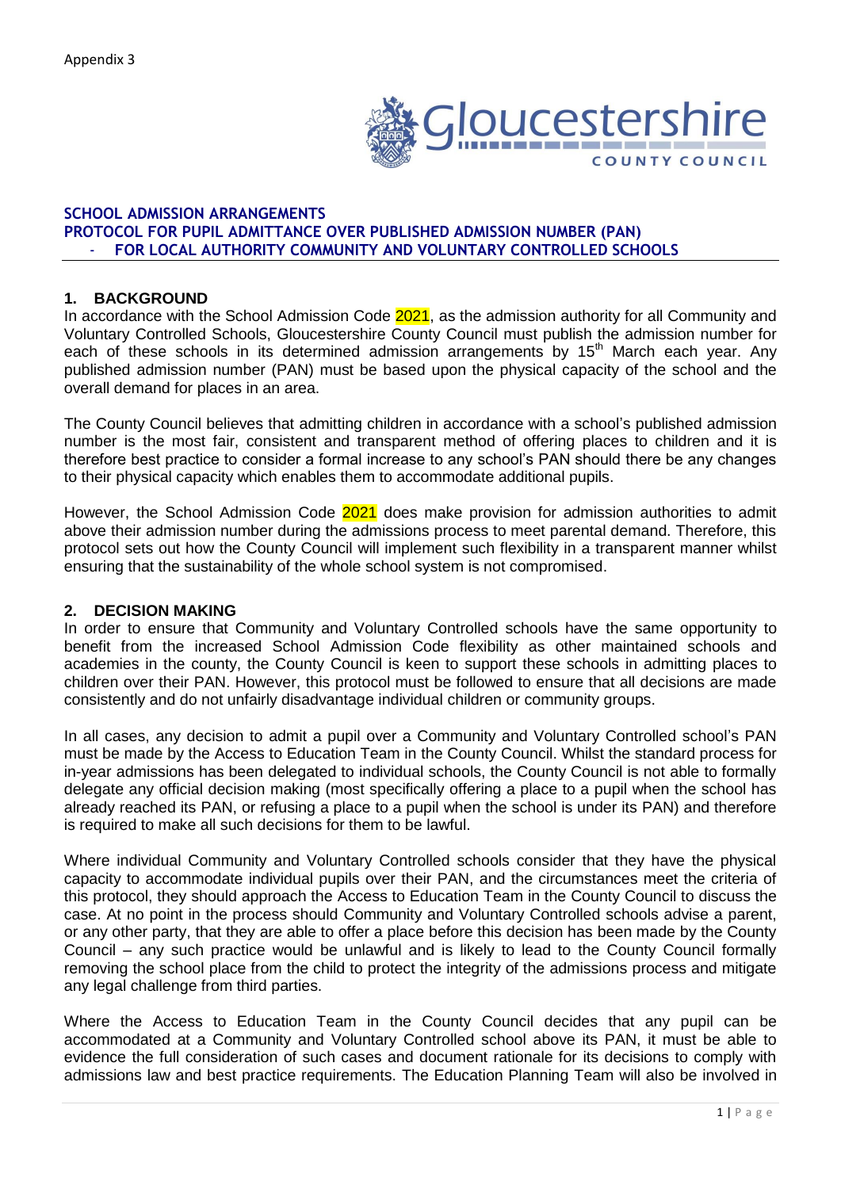Appendix 3

Gloucestershire COUNTY COUNCIL

**SCHOOL ADMISSION ARRANGEMENTS**
**PROTOCOL FOR PUPIL ADMITTANCE OVER PUBLISHED ADMISSION NUMBER (PAN)**
**- FOR LOCAL AUTHORITY COMMUNITY AND VOLUNTARY CONTROLLED SCHOOLS**

## 1. BACKGROUND

In accordance with the School Admission Code 2021, as the admission authority for all Community and Voluntary Controlled Schools, Gloucestershire County Council must publish the admission number for each of these schools in its determined admission arrangements by 15th March each year. Any published admission number (PAN) must be based upon the physical capacity of the school and the overall demand for places in an area.

The County Council believes that admitting children in accordance with a school's published admission number is the most fair, consistent and transparent method of offering places to children and it is therefore best practice to consider a formal increase to any school's PAN should there be any changes to their physical capacity which enables them to accommodate additional pupils.

However, the School Admission Code 2021 does make provision for admission authorities to admit above their admission number during the admissions process to meet parental demand. Therefore, this protocol sets out how the County Council will implement such flexibility in a transparent manner whilst ensuring that the sustainability of the whole school system is not compromised.

## 2. DECISION MAKING

In order to ensure that Community and Voluntary Controlled schools have the same opportunity to benefit from the increased School Admission Code flexibility as other maintained schools and academies in the county, the County Council is keen to support these schools in admitting places to children over their PAN. However, this protocol must be followed to ensure that all decisions are made consistently and do not unfairly disadvantage individual children or community groups.

In all cases, any decision to admit a pupil over a Community and Voluntary Controlled school's PAN must be made by the Access to Education Team in the County Council. Whilst the standard process for in-year admissions has been delegated to individual schools, the County Council is not able to formally delegate any official decision making (most specifically offering a place to a pupil when the school has already reached its PAN, or refusing a place to a pupil when the school is under its PAN) and therefore is required to make all such decisions for them to be lawful.

Where individual Community and Voluntary Controlled schools consider that they have the physical capacity to accommodate individual pupils over their PAN, and the circumstances meet the criteria of this protocol, they should approach the Access to Education Team in the County Council to discuss the case. At no point in the process should Community and Voluntary Controlled schools advise a parent, or any other party, that they are able to offer a place before this decision has been made by the County Council – any such practice would be unlawful and is likely to lead to the County Council formally removing the school place from the child to protect the integrity of the admissions process and mitigate any legal challenge from third parties.

Where the Access to Education Team in the County Council decides that any pupil can be accommodated at a Community and Voluntary Controlled school above its PAN, it must be able to evidence the full consideration of such cases and document rationale for its decisions to comply with admissions law and best practice requirements. The Education Planning Team will also be involved in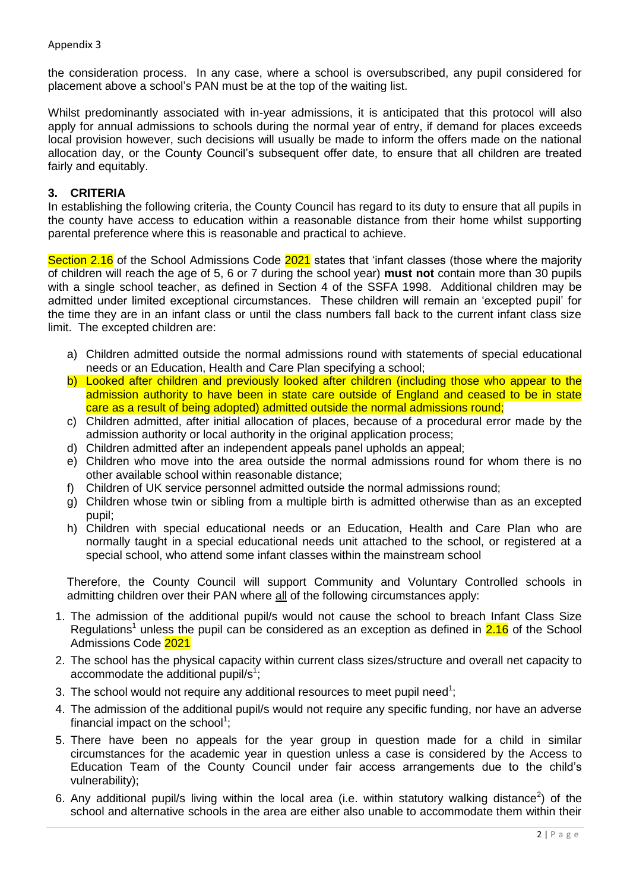the consideration process. In any case, where a school is oversubscribed, any pupil considered for placement above a school's PAN must be at the top of the waiting list.

Whilst predominantly associated with in-year admissions, it is anticipated that this protocol will also apply for annual admissions to schools during the normal year of entry, if demand for places exceeds local provision however, such decisions will usually be made to inform the offers made on the national allocation day, or the County Council's subsequent offer date, to ensure that all children are treated fairly and equitably.

## 3. CRITERIA

In establishing the following criteria, the County Council has regard to its duty to ensure that all pupils in the county have access to education within a reasonable distance from their home whilst supporting parental preference where this is reasonable and practical to achieve.

Section 2.16 of the School Admissions Code 2021 states that 'infant classes (those where the majority of children will reach the age of 5, 6 or 7 during the school year) **must not** contain more than 30 pupils with a single school teacher, as defined in Section 4 of the SSFA 1998. Additional children may be admitted under limited exceptional circumstances. These children will remain an 'excepted pupil' for the time they are in an infant class or until the class numbers fall back to the current infant class size limit. The excepted children are:

a) Children admitted outside the normal admissions round with statements of special educational needs or an Education, Health and Care Plan specifying a school;
b) Looked after children and previously looked after children (including those who appear to the admission authority to have been in state care outside of England and ceased to be in state care as a result of being adopted) admitted outside the normal admissions round;
c) Children admitted, after initial allocation of places, because of a procedural error made by the admission authority or local authority in the original application process;
d) Children admitted after an independent appeals panel upholds an appeal;
e) Children who move into the area outside the normal admissions round for whom there is no other available school within reasonable distance;
f) Children of UK service personnel admitted outside the normal admissions round;
g) Children whose twin or sibling from a multiple birth is admitted otherwise than as an excepted pupil;
h) Children with special educational needs or an Education, Health and Care Plan who are normally taught in a special educational needs unit attached to the school, or registered at a special school, who attend some infant classes within the mainstream school

Therefore, the County Council will support Community and Voluntary Controlled schools in admitting children over their PAN where all of the following circumstances apply:

1. The admission of the additional pupil/s would not cause the school to breach Infant Class Size Regulations[1] unless the pupil can be considered as an exception as defined in 2.16 of the School Admissions Code 2021
2. The school has the physical capacity within current class sizes/structure and overall net capacity to accommodate the additional pupil/s[1];
3. The school would not require any additional resources to meet pupil need[1];
4. The admission of the additional pupil/s would not require any specific funding, nor have an adverse financial impact on the school[1];
5. There have been no appeals for the year group in question made for a child in similar circumstances for the academic year in question unless a case is considered by the Access to Education Team of the County Council under fair access arrangements due to the child's vulnerability);
6. Any additional pupil/s living within the local area (i.e. within statutory walking distance[2]) of the school and alternative schools in the area are either also unable to accommodate them within their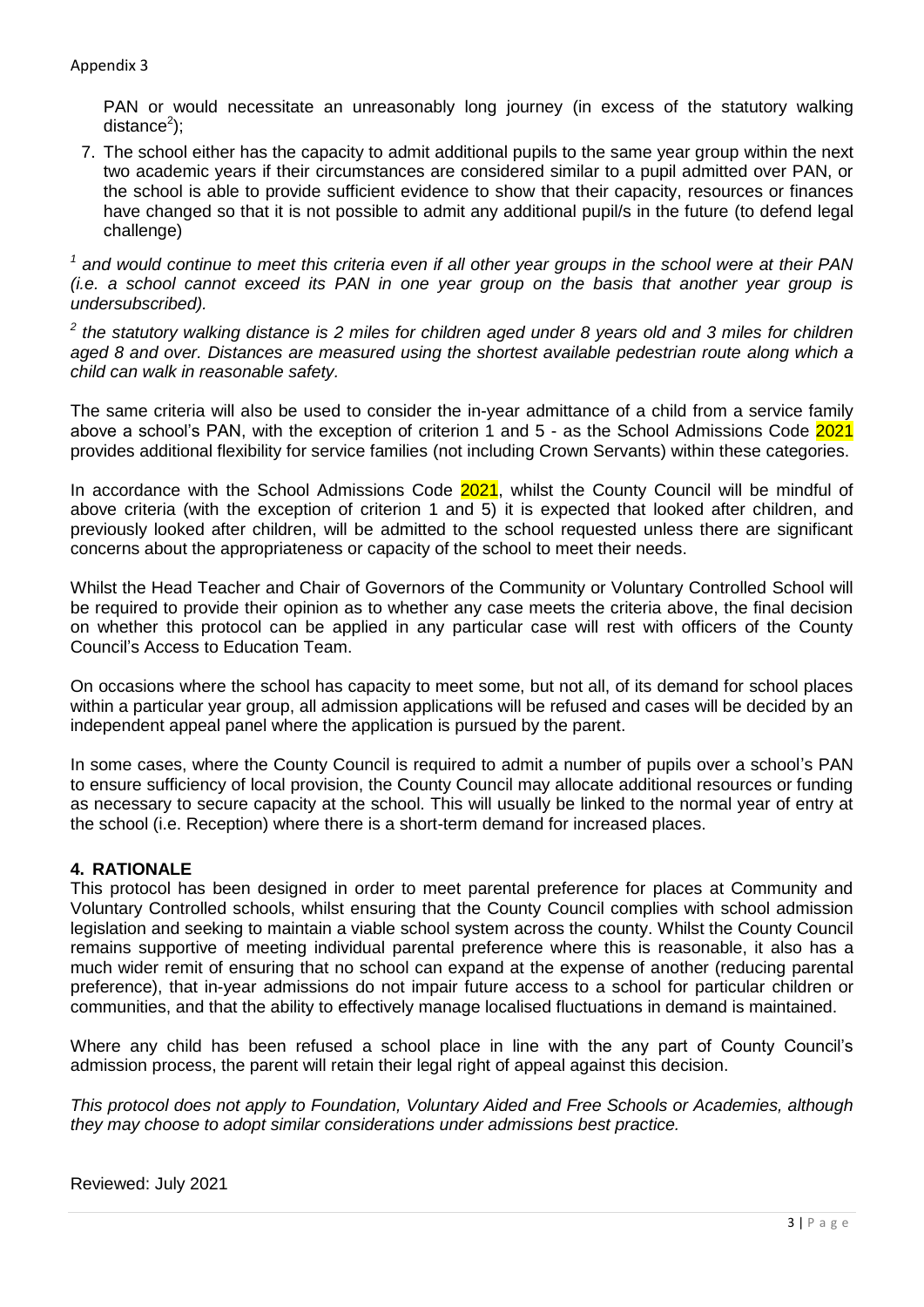PAN or would necessitate an unreasonably long journey (in excess of the statutory walking distance[2]);

7. The school either has the capacity to admit additional pupils to the same year group within the next two academic years if their circumstances are considered similar to a pupil admitted over PAN, or the school is able to provide sufficient evidence to show that their capacity, resources or finances have changed so that it is not possible to admit any additional pupil/s in the future (to defend legal challenge)

*[1] and would continue to meet this criteria even if all other year groups in the school were at their PAN (i.e. a school cannot exceed its PAN in one year group on the basis that another year group is undersubscribed).*

*[2] the statutory walking distance is 2 miles for children aged under 8 years old and 3 miles for children aged 8 and over. Distances are measured using the shortest available pedestrian route along which a child can walk in reasonable safety.*

The same criteria will also be used to consider the in-year admittance of a child from a service family above a school's PAN, with the exception of criterion 1 and 5 - as the School Admissions Code 2021 provides additional flexibility for service families (not including Crown Servants) within these categories.

In accordance with the School Admissions Code 2021, whilst the County Council will be mindful of above criteria (with the exception of criterion 1 and 5) it is expected that looked after children, and previously looked after children, will be admitted to the school requested unless there are significant concerns about the appropriateness or capacity of the school to meet their needs.

Whilst the Head Teacher and Chair of Governors of the Community or Voluntary Controlled School will be required to provide their opinion as to whether any case meets the criteria above, the final decision on whether this protocol can be applied in any particular case will rest with officers of the County Council's Access to Education Team.

On occasions where the school has capacity to meet some, but not all, of its demand for school places within a particular year group, all admission applications will be refused and cases will be decided by an independent appeal panel where the application is pursued by the parent.

In some cases, where the County Council is required to admit a number of pupils over a school's PAN to ensure sufficiency of local provision, the County Council may allocate additional resources or funding as necessary to secure capacity at the school. This will usually be linked to the normal year of entry at the school (i.e. Reception) where there is a short-term demand for increased places.

## 4. RATIONALE

This protocol has been designed in order to meet parental preference for places at Community and Voluntary Controlled schools, whilst ensuring that the County Council complies with school admission legislation and seeking to maintain a viable school system across the county. Whilst the County Council remains supportive of meeting individual parental preference where this is reasonable, it also has a much wider remit of ensuring that no school can expand at the expense of another (reducing parental preference), that in-year admissions do not impair future access to a school for particular children or communities, and that the ability to effectively manage localised fluctuations in demand is maintained.

Where any child has been refused a school place in line with the any part of County Council's admission process, the parent will retain their legal right of appeal against this decision.

*This protocol does not apply to Foundation, Voluntary Aided and Free Schools or Academies, although they may choose to adopt similar considerations under admissions best practice.*

Reviewed: July 2021